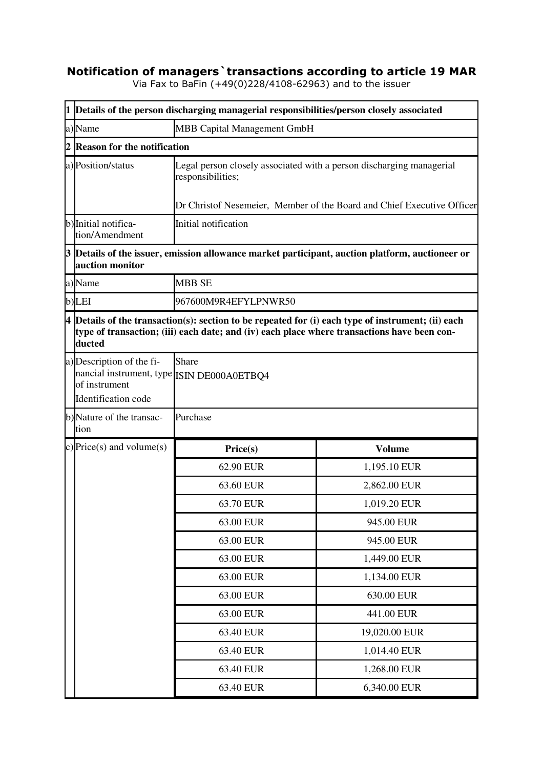# Notification of managers`transactions according to article 19 MAR

Via Fax to BaFin (+49(0)228/4108-62963) and to the issuer

| | | | |
|---|---|---|---|
| **1** | **Details of the person discharging managerial responsibilities/person closely associated** | | |
| a) | Name | MBB Capital Management GmbH | |
| **2** | **Reason for the notification** | | |
| a) | Position/status | Legal person closely associated with a person discharging managerial responsibilities;<br><br>Dr Christof Nesemeier, Member of the Board and Chief Executive Officer | |
| b) | Initial notification/Amendment | Initial notification | |
| **3** | **Details of the issuer, emission allowance market participant, auction platform, auctioneer or auction monitor** | | |
| a) | Name | MBB SE | |
| b) | LEI | 967600M9R4EFYLPNWR50 | |
| **4** | **Details of the transaction(s): section to be repeated for (i) each type of instrument; (ii) each type of transaction; (iii) each date; and (iv) each place where transactions have been conducted** | | |
| a) | Description of the financial instrument, type of instrument<br>Identification code | Share<br>ISIN DE000A0ETBQ4 | |
| b) | Nature of the transaction | Purchase | |
| c) | Price(s) and volume(s) | **Price(s)** | **Volume** |
| | | 62.90 EUR | 1,195.10 EUR |
| | | 63.60 EUR | 2,862.00 EUR |
| | | 63.70 EUR | 1,019.20 EUR |
| | | 63.00 EUR | 945.00 EUR |
| | | 63.00 EUR | 945.00 EUR |
| | | 63.00 EUR | 1,449.00 EUR |
| | | 63.00 EUR | 1,134.00 EUR |
| | | 63.00 EUR | 630.00 EUR |
| | | 63.00 EUR | 441.00 EUR |
| | | 63.40 EUR | 19,020.00 EUR |
| | | 63.40 EUR | 1,014.40 EUR |
| | | 63.40 EUR | 1,268.00 EUR |
| | | 63.40 EUR | 6,340.00 EUR |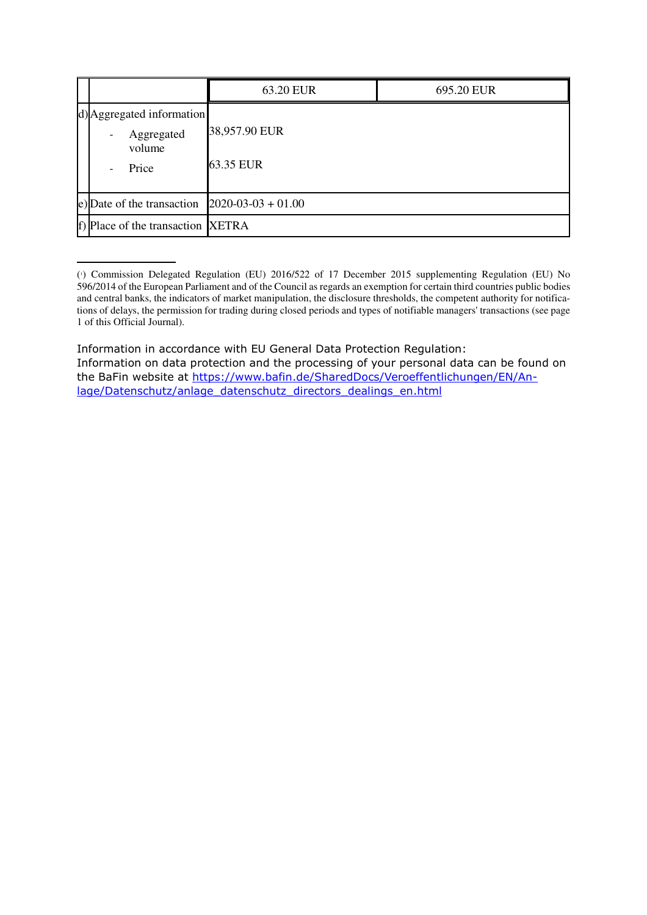| | | | |
|---|---|---|---|
| | | 63.20 EUR | 695.20 EUR |
| d) | Aggregated information<br>- Aggregated volume<br>- Price | 38,957.90 EUR<br>63.35 EUR | |
| e) | Date of the transaction | 2020-03-03 + 01.00 | |
| f) | Place of the transaction | XETRA | |

(1) Commission Delegated Regulation (EU) 2016/522 of 17 December 2015 supplementing Regulation (EU) No 596/2014 of the European Parliament and of the Council as regards an exemption for certain third countries public bodies and central banks, the indicators of market manipulation, the disclosure thresholds, the competent authority for notifications of delays, the permission for trading during closed periods and types of notifiable managers' transactions (see page 1 of this Official Journal).

Information in accordance with EU General Data Protection Regulation:
Information on data protection and the processing of your personal data can be found on the BaFin website at https://www.bafin.de/SharedDocs/Veroeffentlichungen/EN/Anlage/Datenschutz/anlage_datenschutz_directors_dealings_en.html